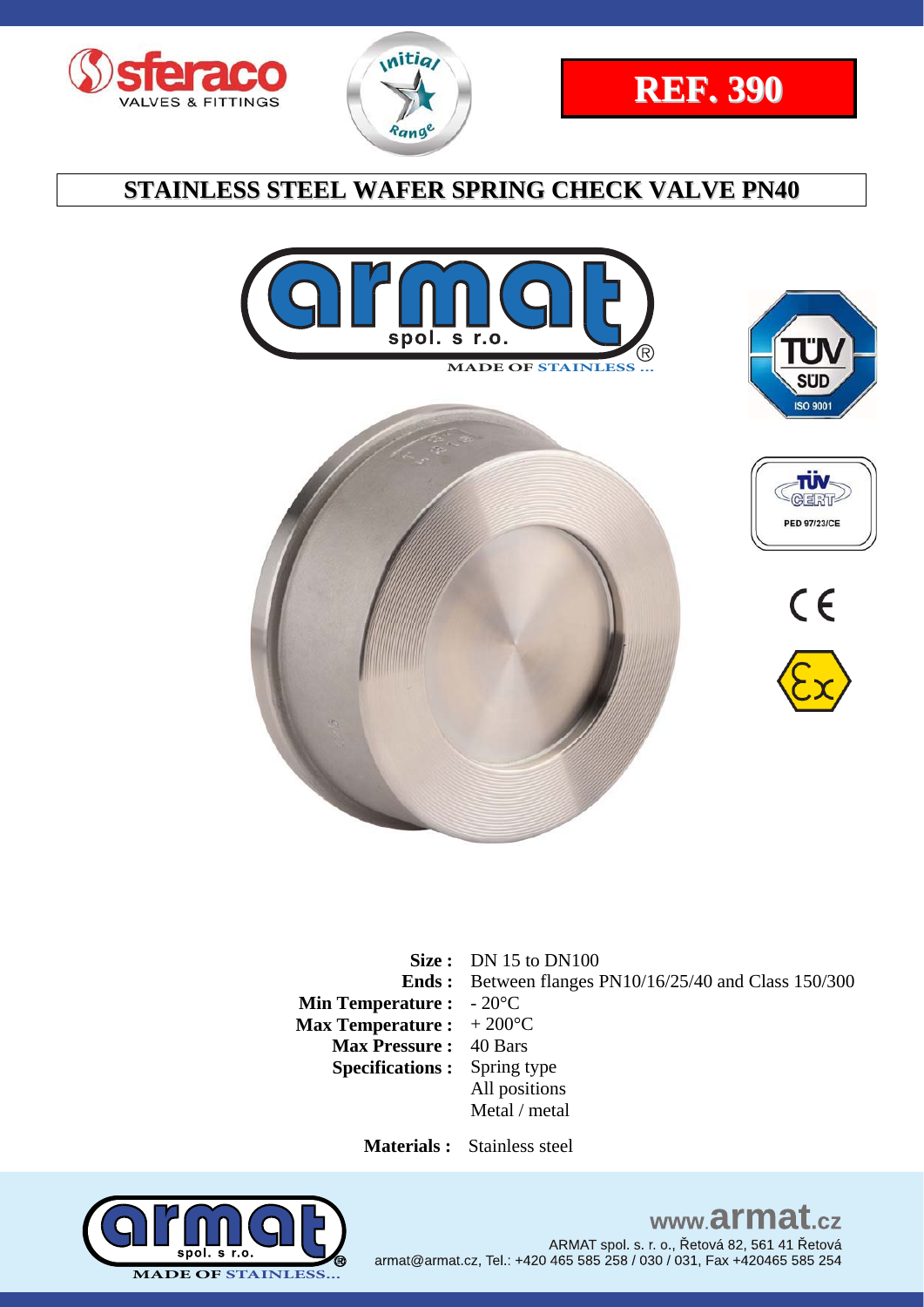**REF. 390**

# STAINLESS STEEL WAFER SPRING CHECK VALVE PN40

MADE OF STAINLESS ...

**Size :** DN 15 to DN100
**Ends :** Between flanges PN10/16/25/40 and Class 150/300
**Min Temperature :** - 20°C
**Max Temperature :** + 200°C
**Max Pressure :** 40 Bars
**Specifications :** Spring type
All positions
Metal / metal

**Materials :** Stainless steel

www.armat.cz
ARMAT spol. s. r. o., Řetová 82, 561 41 Řetová
armat@armat.cz, Tel.: +420 465 585 258 / 030 / 031, Fax +420465 585 254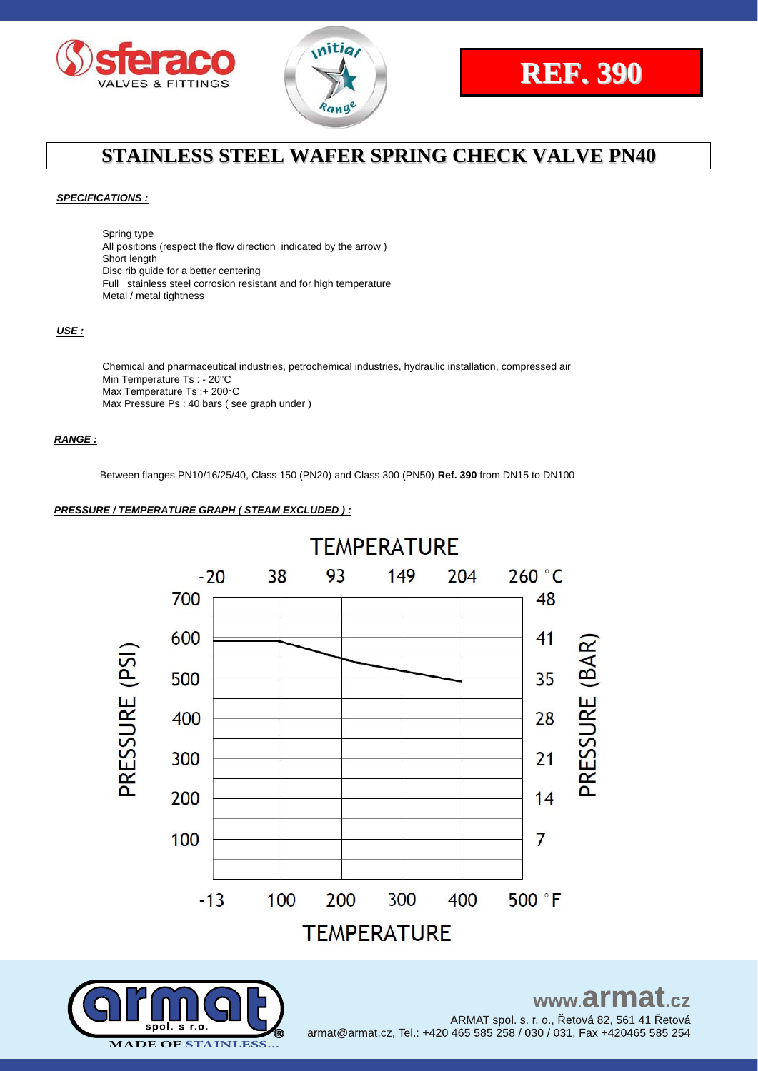**REF. 390**

# STAINLESS STEEL WAFER SPRING CHECK VALVE PN40

***SPECIFICATIONS :***

Spring type
All positions (respect the flow direction indicated by the arrow )
Short length
Disc rib guide for a better centering
Full stainless steel corrosion resistant and for high temperature
Metal / metal tightness

***USE :***

Chemical and pharmaceutical industries, petrochemical industries, hydraulic installation, compressed air
Min Temperature Ts : - 20°C
Max Temperature Ts :+ 200°C
Max Pressure Ps : 40 bars ( see graph under )

***RANGE :***

Between flanges PN10/16/25/40, Class 150 (PN20) and Class 300 (PN50) **Ref. 390** from DN15 to DN100

***PRESSURE / TEMPERATURE GRAPH ( STEAM EXCLUDED ) :***

TEMPERATURE

-20 38 93 149 204 260 °C

PRESSURE (PSI): 700, 600, 500, 400, 300, 200, 100

PRESSURE (BAR): 48, 41, 35, 28, 21, 14, 7

-13 100 200 300 400 500 °F

TEMPERATURE

**MADE OF STAINLESS...**

www.armat.cz

ARMAT spol. s r. o., Řetová 82, 561 41 Řetová
armat@armat.cz, Tel.: +420 465 585 258 / 030 / 031, Fax +420465 585 254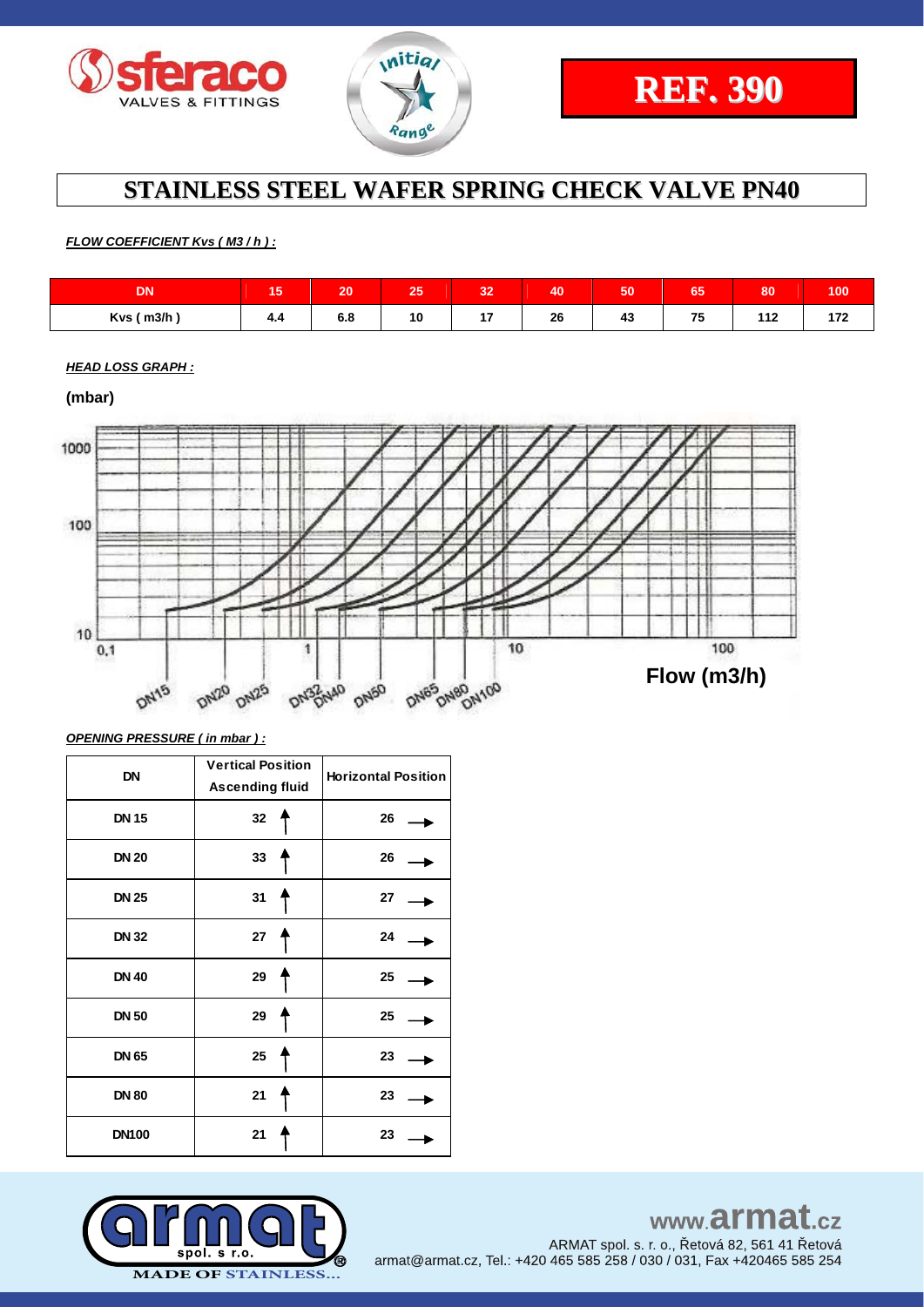REF. 390

# STAINLESS STEEL WAFER SPRING CHECK VALVE PN40

***FLOW COEFFICIENT Kvs ( M3 / h ) :***

| DN | 15 | 20 | 25 | 32 | 40 | 50 | 65 | 80 | 100 |
|---|---|---|---|---|---|---|---|---|---|
| Kvs ( m3/h ) | 4.4 | 6.8 | 10 | 17 | 26 | 43 | 75 | 112 | 172 |

***HEAD LOSS GRAPH :***

**(mbar)**

1000

100

10

0,1 1 10 100

DN15 DN20 DN25 DN32 DN40 DN50 DN65 DN80 DN100

**Flow (m3/h)**

***OPENING PRESSURE ( in mbar ) :***

| DN | Vertical Position Ascending fluid | Horizontal Position |
|---|---|---|
| DN 15 | 32 ↑ | 26 → |
| DN 20 | 33 ↑ | 26 → |
| DN 25 | 31 ↑ | 27 → |
| DN 32 | 27 ↑ | 24 → |
| DN 40 | 29 ↑ | 25 → |
| DN 50 | 29 ↑ | 25 → |
| DN 65 | 25 ↑ | 23 → |
| DN 80 | 21 ↑ | 23 → |
| DN100 | 21 ↑ | 23 → |

www.armat.cz

ARMAT spol. s r. o., Řetová 82, 561 41 Řetová
armat@armat.cz, Tel.: +420 465 585 258 / 030 / 031, Fax +420465 585 254

MADE OF STAINLESS...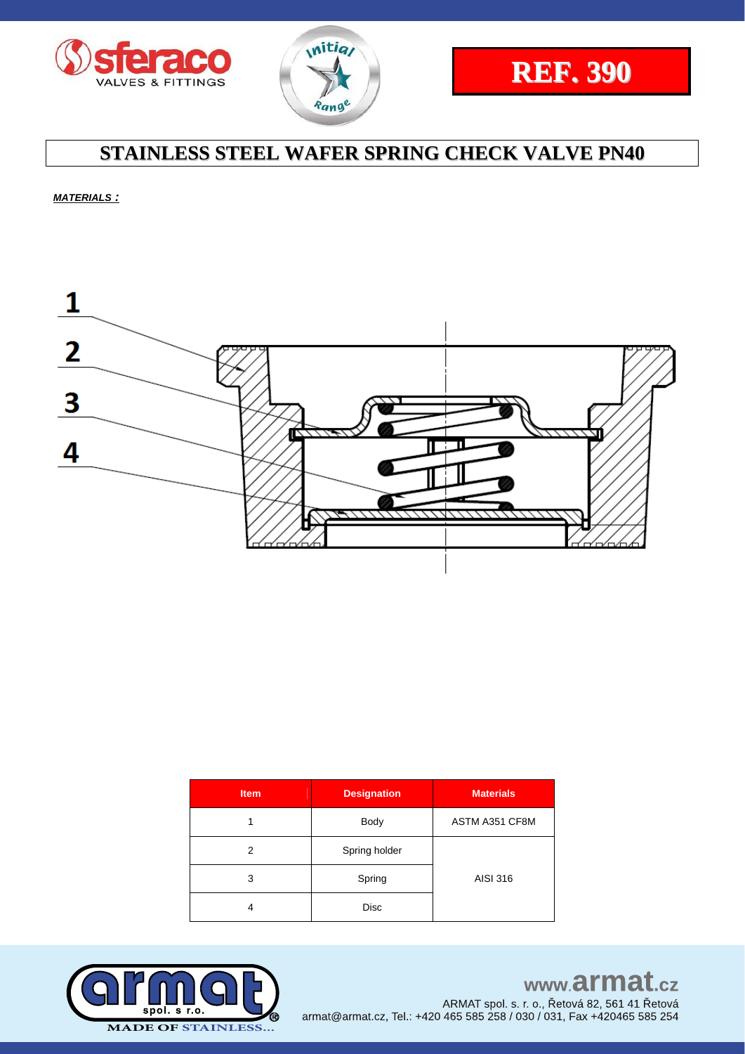REF. 390

# STAINLESS STEEL WAFER SPRING CHECK VALVE PN40

***MATERIALS :***

1
2
3
4

| Item | Designation | Materials |
|---|---|---|
| 1 | Body | ASTM A351 CF8M |
| 2 | Spring holder | AISI 316 |
| 3 | Spring | |
| 4 | Disc | |

www.armat.cz
ARMAT spol. s r. o., Řetová 82, 561 41 Řetová
armat@armat.cz, Tel.: +420 465 585 258 / 030 / 031, Fax +420465 585 254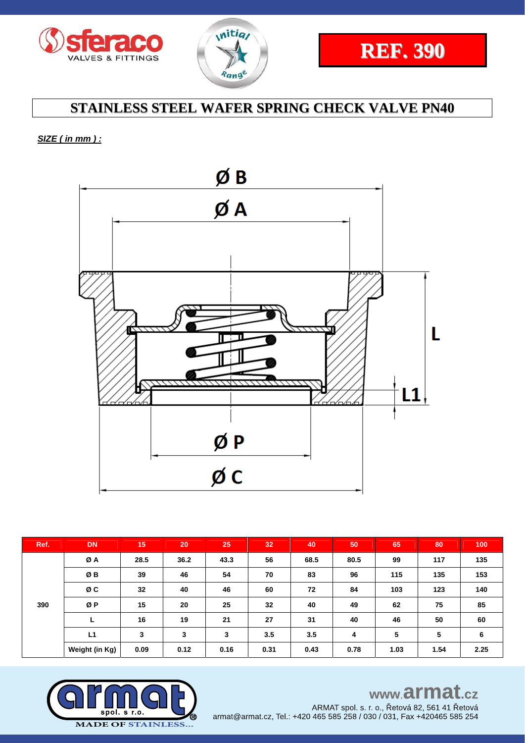**REF. 390**

# STAINLESS STEEL WAFER SPRING CHECK VALVE PN40

***SIZE ( in mm ) :***

| Ref. | DN | 15 | 20 | 25 | 32 | 40 | 50 | 65 | 80 | 100 |
|---|---|---|---|---|---|---|---|---|---|---|
| 390 | Ø A | 28.5 | 36.2 | 43.3 | 56 | 68.5 | 80.5 | 99 | 117 | 135 |
| | Ø B | 39 | 46 | 54 | 70 | 83 | 96 | 115 | 135 | 153 |
| | Ø C | 32 | 40 | 46 | 60 | 72 | 84 | 103 | 123 | 140 |
| | Ø P | 15 | 20 | 25 | 32 | 40 | 49 | 62 | 75 | 85 |
| | L | 16 | 19 | 21 | 27 | 31 | 40 | 46 | 50 | 60 |
| | L1 | 3 | 3 | 3 | 3.5 | 3.5 | 4 | 5 | 5 | 6 |
| | Weight (in Kg) | 0.09 | 0.12 | 0.16 | 0.31 | 0.43 | 0.78 | 1.03 | 1.54 | 2.25 |

www.armat.cz

ARMAT spol. s. r. o., Řetová 82, 561 41 Řetová

armat@armat.cz, Tel.: +420 465 585 258 / 030 / 031, Fax +420465 585 254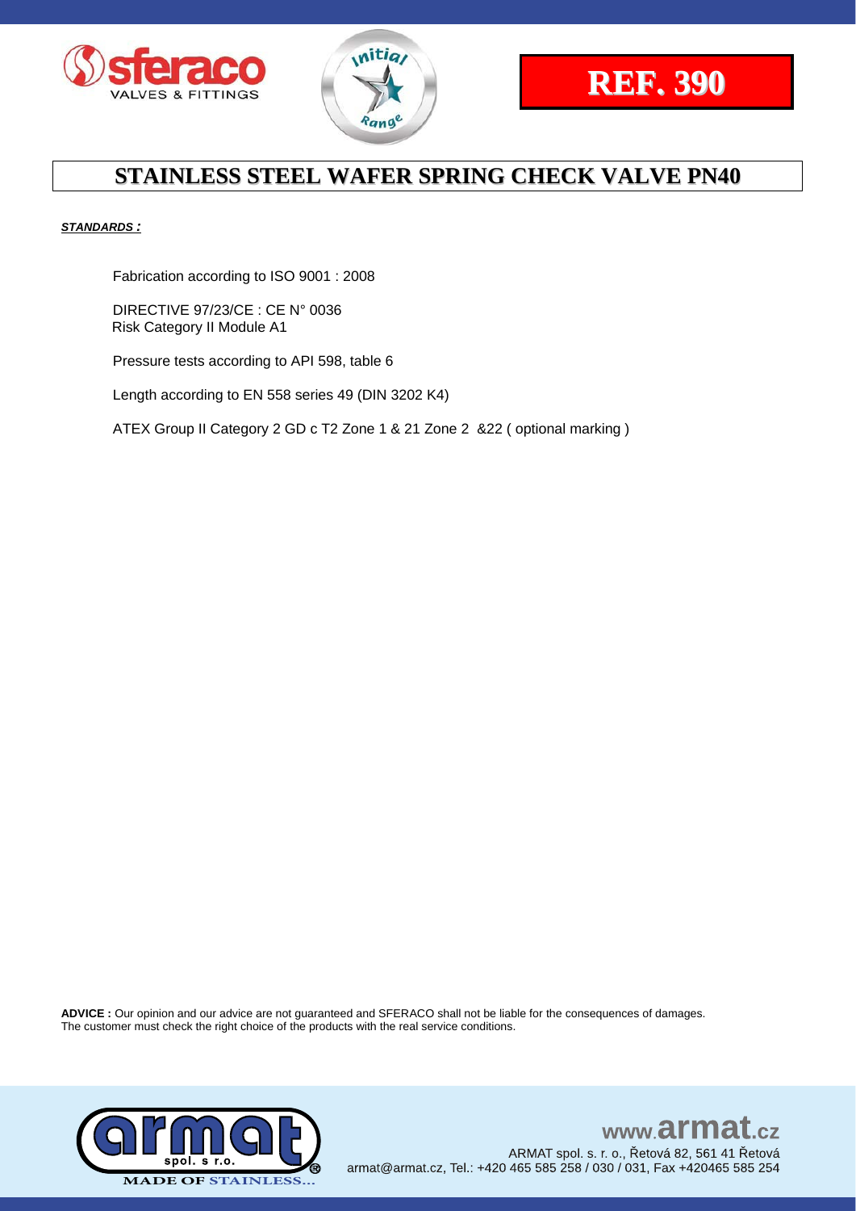**REF. 390**

# STAINLESS STEEL WAFER SPRING CHECK VALVE PN40

***STANDARDS :***

Fabrication according to ISO 9001 : 2008

DIRECTIVE 97/23/CE : CE N° 0036
Risk Category II Module A1

Pressure tests according to API 598, table 6

Length according to EN 558 series 49 (DIN 3202 K4)

ATEX Group II Category 2 GD c T2 Zone 1 & 21 Zone 2 &22 ( optional marking )

**ADVICE :** Our opinion and our advice are not guaranteed and SFERACO shall not be liable for the consequences of damages.
The customer must check the right choice of the products with the real service conditions.

www.armat.cz
ARMAT spol. s r. o., Řetová 82, 561 41 Řetová
armat@armat.cz, Tel.: +420 465 585 258 / 030 / 031, Fax +420465 585 254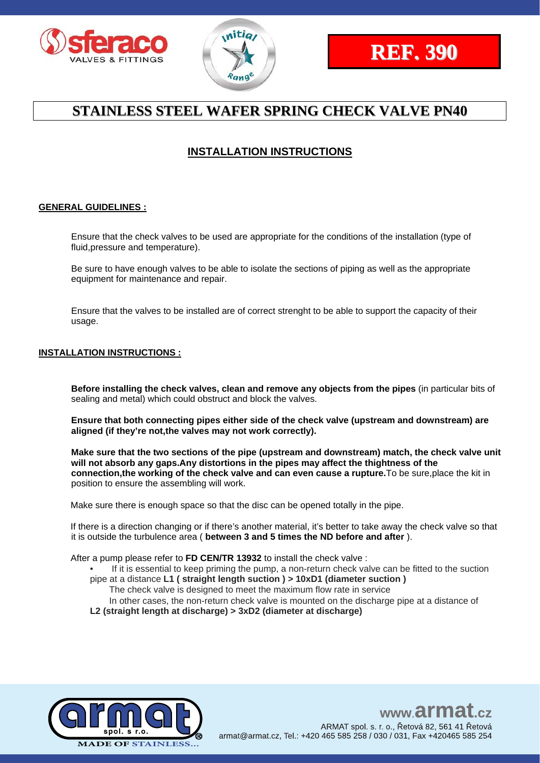**REF. 390**

# STAINLESS STEEL WAFER SPRING CHECK VALVE PN40

## INSTALLATION INSTRUCTIONS

### GENERAL GUIDELINES :

Ensure that the check valves to be used are appropriate for the conditions of the installation (type of fluid,pressure and temperature).

Be sure to have enough valves to be able to isolate the sections of piping as well as the appropriate equipment for maintenance and repair.

Ensure that the valves to be installed are of correct strenght to be able to support the capacity of their usage.

### INSTALLATION INSTRUCTIONS :

**Before installing the check valves, clean and remove any objects from the pipes** (in particular bits of sealing and metal) which could obstruct and block the valves.

**Ensure that both connecting pipes either side of the check valve (upstream and downstream) are aligned (if they're not,the valves may not work correctly).**

**Make sure that the two sections of the pipe (upstream and downstream) match, the check valve unit will not absorb any gaps.Any distortions in the pipes may affect the thightness of the connection,the working of the check valve and can even cause a rupture.**To be sure,place the kit in position to ensure the assembling will work.

Make sure there is enough space so that the disc can be opened totally in the pipe.

If there is a direction changing or if there's another material, it's better to take away the check valve so that it is outside the turbulence area ( **between 3 and 5 times the ND before and after** ).

After a pump please refer to **FD CEN/TR 13932** to install the check valve :

- If it is essential to keep priming the pump, a non-return check valve can be fitted to the suction pipe at a distance **L1 ( straight length suction ) > 10xD1 (diameter suction )**
  The check valve is designed to meet the maximum flow rate in service
  In other cases, the non-return check valve is mounted on the discharge pipe at a distance of
  **L2 (straight length at discharge) > 3xD2 (diameter at discharge)**

www.armat.cz
ARMAT spol. s r. o., Řetová 82, 561 41 Řetová
armat@armat.cz, Tel.: +420 465 585 258 / 030 / 031, Fax +420465 585 254